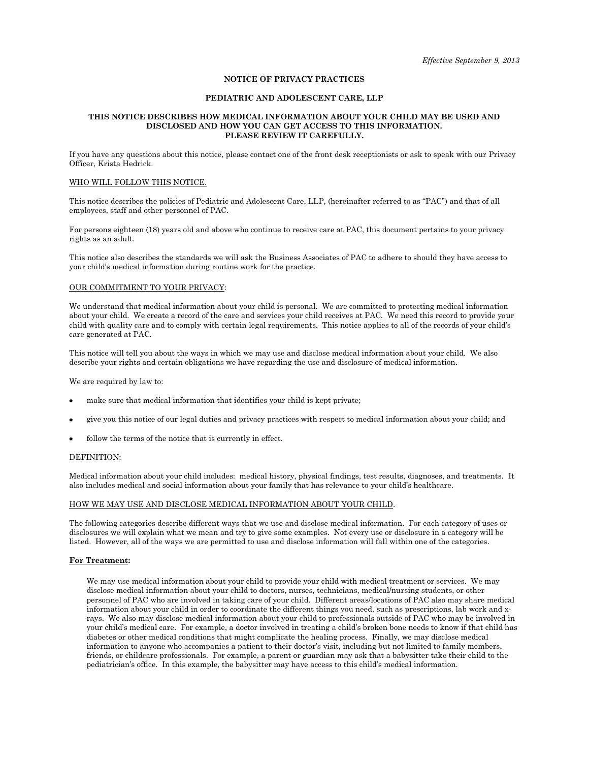*Effective September 9, 2013*

# NOTICE OF PRIVACY PRACTICES

## PEDIATRIC AND ADOLESCENT CARE, LLP

**THIS NOTICE DESCRIBES HOW MEDICAL INFORMATION ABOUT YOUR CHILD MAY BE USED AND DISCLOSED AND HOW YOU CAN GET ACCESS TO THIS INFORMATION. PLEASE REVIEW IT CAREFULLY.**

If you have any questions about this notice, please contact one of the front desk receptionists or ask to speak with our Privacy Officer, Krista Hedrick.

<u>WHO WILL FOLLOW THIS NOTICE.</u>

This notice describes the policies of Pediatric and Adolescent Care, LLP, (hereinafter referred to as "PAC") and that of all employees, staff and other personnel of PAC.

For persons eighteen (18) years old and above who continue to receive care at PAC, this document pertains to your privacy rights as an adult.

This notice also describes the standards we will ask the Business Associates of PAC to adhere to should they have access to your child's medical information during routine work for the practice.

<u>OUR COMMITMENT TO YOUR PRIVACY</u>:

We understand that medical information about your child is personal. We are committed to protecting medical information about your child. We create a record of the care and services your child receives at PAC. We need this record to provide your child with quality care and to comply with certain legal requirements. This notice applies to all of the records of your child's care generated at PAC.

This notice will tell you about the ways in which we may use and disclose medical information about your child. We also describe your rights and certain obligations we have regarding the use and disclosure of medical information.

We are required by law to:

- make sure that medical information that identifies your child is kept private;
- give you this notice of our legal duties and privacy practices with respect to medical information about your child; and
- follow the terms of the notice that is currently in effect.

<u>DEFINITION:</u>

Medical information about your child includes: medical history, physical findings, test results, diagnoses, and treatments. It also includes medical and social information about your family that has relevance to your child's healthcare.

<u>HOW WE MAY USE AND DISCLOSE MEDICAL INFORMATION ABOUT YOUR CHILD</u>.

The following categories describe different ways that we use and disclose medical information. For each category of uses or disclosures we will explain what we mean and try to give some examples. Not every use or disclosure in a category will be listed. However, all of the ways we are permitted to use and disclose information will fall within one of the categories.

**<u>For Treatment</u>:**

We may use medical information about your child to provide your child with medical treatment or services. We may disclose medical information about your child to doctors, nurses, technicians, medical/nursing students, or other personnel of PAC who are involved in taking care of your child. Different areas/locations of PAC also may share medical information about your child in order to coordinate the different things you need, such as prescriptions, lab work and x-rays. We also may disclose medical information about your child to professionals outside of PAC who may be involved in your child's medical care. For example, a doctor involved in treating a child's broken bone needs to know if that child has diabetes or other medical conditions that might complicate the healing process. Finally, we may disclose medical information to anyone who accompanies a patient to their doctor's visit, including but not limited to family members, friends, or childcare professionals. For example, a parent or guardian may ask that a babysitter take their child to the pediatrician's office. In this example, the babysitter may have access to this child's medical information.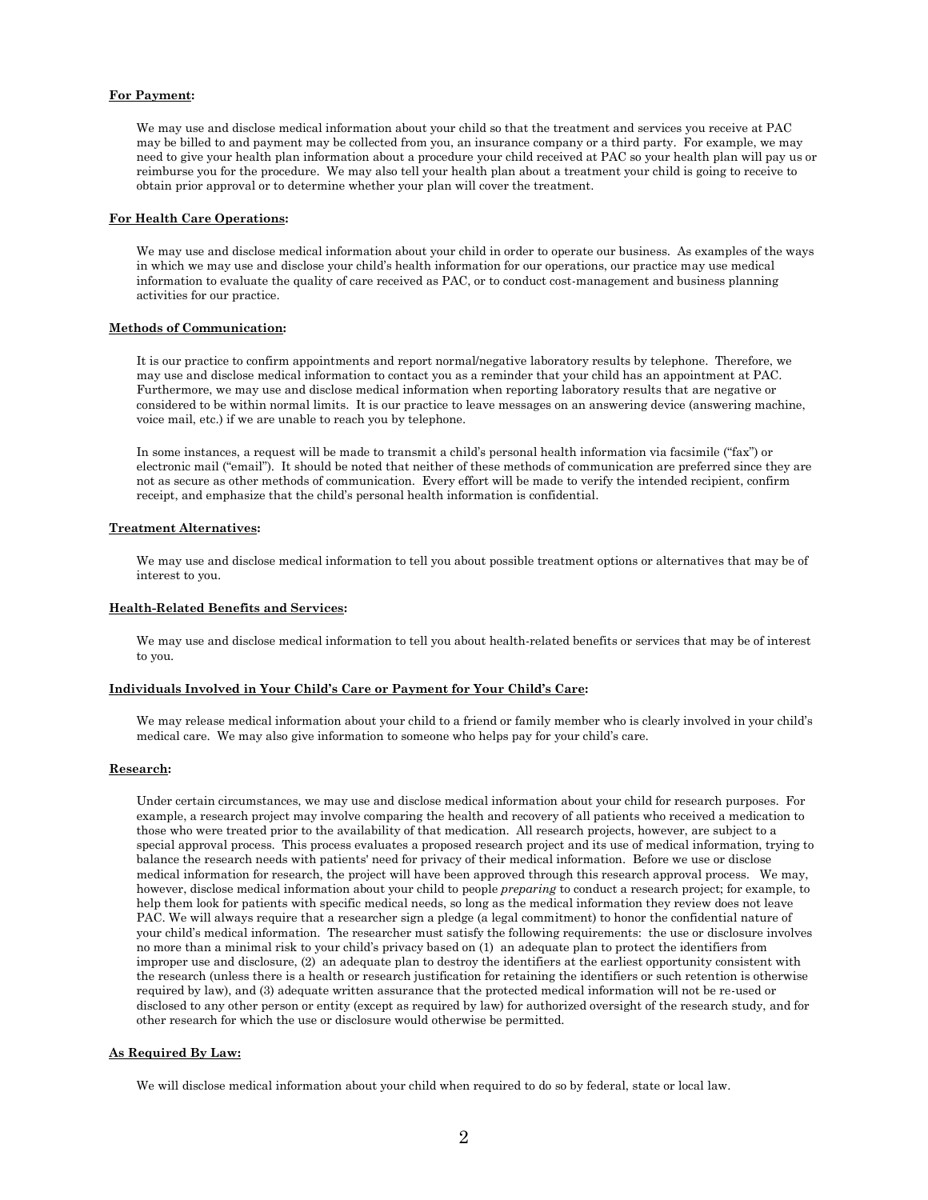**<u>For Payment</u>:**

We may use and disclose medical information about your child so that the treatment and services you receive at PAC may be billed to and payment may be collected from you, an insurance company or a third party. For example, we may need to give your health plan information about a procedure your child received at PAC so your health plan will pay us or reimburse you for the procedure. We may also tell your health plan about a treatment your child is going to receive to obtain prior approval or to determine whether your plan will cover the treatment.

**<u>For Health Care Operations</u>:**

We may use and disclose medical information about your child in order to operate our business. As examples of the ways in which we may use and disclose your child's health information for our operations, our practice may use medical information to evaluate the quality of care received as PAC, or to conduct cost-management and business planning activities for our practice.

**<u>Methods of Communication</u>:**

It is our practice to confirm appointments and report normal/negative laboratory results by telephone. Therefore, we may use and disclose medical information to contact you as a reminder that your child has an appointment at PAC. Furthermore, we may use and disclose medical information when reporting laboratory results that are negative or considered to be within normal limits. It is our practice to leave messages on an answering device (answering machine, voice mail, etc.) if we are unable to reach you by telephone.

In some instances, a request will be made to transmit a child's personal health information via facsimile ("fax") or electronic mail ("email"). It should be noted that neither of these methods of communication are preferred since they are not as secure as other methods of communication. Every effort will be made to verify the intended recipient, confirm receipt, and emphasize that the child's personal health information is confidential.

**<u>Treatment Alternatives</u>:**

We may use and disclose medical information to tell you about possible treatment options or alternatives that may be of interest to you.

**<u>Health-Related Benefits and Services</u>:**

We may use and disclose medical information to tell you about health-related benefits or services that may be of interest to you.

**<u>Individuals Involved in Your Child's Care or Payment for Your Child's Care</u>:**

We may release medical information about your child to a friend or family member who is clearly involved in your child's medical care. We may also give information to someone who helps pay for your child's care.

**<u>Research</u>:**

Under certain circumstances, we may use and disclose medical information about your child for research purposes. For example, a research project may involve comparing the health and recovery of all patients who received a medication to those who were treated prior to the availability of that medication. All research projects, however, are subject to a special approval process. This process evaluates a proposed research project and its use of medical information, trying to balance the research needs with patients' need for privacy of their medical information. Before we use or disclose medical information for research, the project will have been approved through this research approval process. We may, however, disclose medical information about your child to people *preparing* to conduct a research project; for example, to help them look for patients with specific medical needs, so long as the medical information they review does not leave PAC. We will always require that a researcher sign a pledge (a legal commitment) to honor the confidential nature of your child's medical information. The researcher must satisfy the following requirements: the use or disclosure involves no more than a minimal risk to your child's privacy based on (1) an adequate plan to protect the identifiers from improper use and disclosure, (2) an adequate plan to destroy the identifiers at the earliest opportunity consistent with the research (unless there is a health or research justification for retaining the identifiers or such retention is otherwise required by law), and (3) adequate written assurance that the protected medical information will not be re-used or disclosed to any other person or entity (except as required by law) for authorized oversight of the research study, and for other research for which the use or disclosure would otherwise be permitted.

**<u>As Required By Law:</u>**

We will disclose medical information about your child when required to do so by federal, state or local law.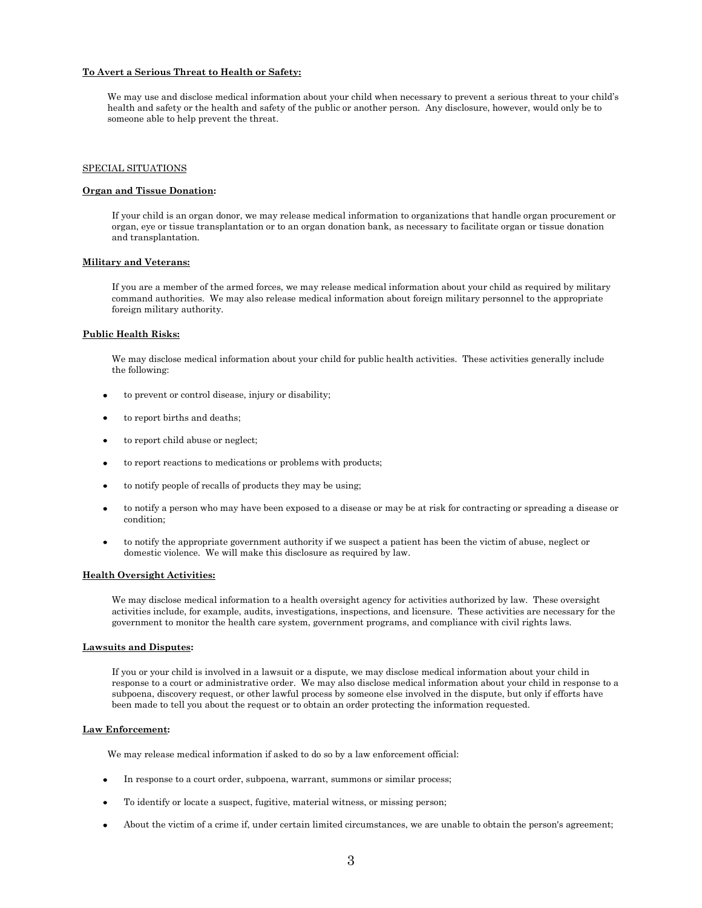**To Avert a Serious Threat to Health or Safety:**

We may use and disclose medical information about your child when necessary to prevent a serious threat to your child's health and safety or the health and safety of the public or another person. Any disclosure, however, would only be to someone able to help prevent the threat.

SPECIAL SITUATIONS

**Organ and Tissue Donation:**

If your child is an organ donor, we may release medical information to organizations that handle organ procurement or organ, eye or tissue transplantation or to an organ donation bank, as necessary to facilitate organ or tissue donation and transplantation.

**Military and Veterans:**

If you are a member of the armed forces, we may release medical information about your child as required by military command authorities. We may also release medical information about foreign military personnel to the appropriate foreign military authority.

**Public Health Risks:**

We may disclose medical information about your child for public health activities. These activities generally include the following:

- to prevent or control disease, injury or disability;
- to report births and deaths;
- to report child abuse or neglect;
- to report reactions to medications or problems with products;
- to notify people of recalls of products they may be using;
- to notify a person who may have been exposed to a disease or may be at risk for contracting or spreading a disease or condition;
- to notify the appropriate government authority if we suspect a patient has been the victim of abuse, neglect or domestic violence. We will make this disclosure as required by law.

**Health Oversight Activities:**

We may disclose medical information to a health oversight agency for activities authorized by law. These oversight activities include, for example, audits, investigations, inspections, and licensure. These activities are necessary for the government to monitor the health care system, government programs, and compliance with civil rights laws.

**Lawsuits and Disputes:**

If you or your child is involved in a lawsuit or a dispute, we may disclose medical information about your child in response to a court or administrative order. We may also disclose medical information about your child in response to a subpoena, discovery request, or other lawful process by someone else involved in the dispute, but only if efforts have been made to tell you about the request or to obtain an order protecting the information requested.

**Law Enforcement:**

We may release medical information if asked to do so by a law enforcement official:

- In response to a court order, subpoena, warrant, summons or similar process;
- To identify or locate a suspect, fugitive, material witness, or missing person;
- About the victim of a crime if, under certain limited circumstances, we are unable to obtain the person's agreement;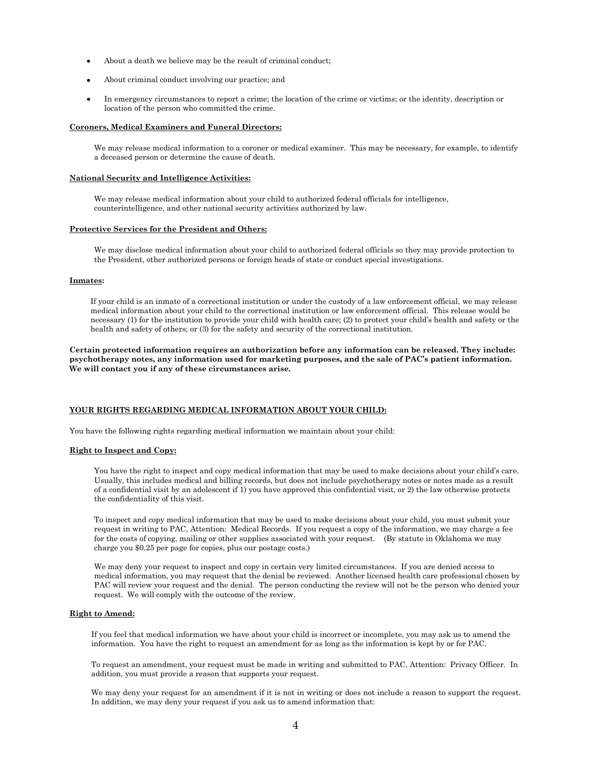- About a death we believe may be the result of criminal conduct;
- About criminal conduct involving our practice; and
- In emergency circumstances to report a crime; the location of the crime or victims; or the identity, description or location of the person who committed the crime.

**Coroners, Medical Examiners and Funeral Directors:**

We may release medical information to a coroner or medical examiner. This may be necessary, for example, to identify a deceased person or determine the cause of death.

**National Security and Intelligence Activities:**

We may release medical information about your child to authorized federal officials for intelligence, counterintelligence, and other national security activities authorized by law.

**Protective Services for the President and Others:**

We may disclose medical information about your child to authorized federal officials so they may provide protection to the President, other authorized persons or foreign heads of state or conduct special investigations.

**Inmates:**

If your child is an inmate of a correctional institution or under the custody of a law enforcement official, we may release medical information about your child to the correctional institution or law enforcement official. This release would be necessary (1) for the institution to provide your child with health care; (2) to protect your child's health and safety or the health and safety of others; or (3) for the safety and security of the correctional institution.

**Certain protected information requires an authorization before any information can be released. They include: psychotherapy notes, any information used for marketing purposes, and the sale of PAC's patient information. We will contact you if any of these circumstances arise.**

**YOUR RIGHTS REGARDING MEDICAL INFORMATION ABOUT YOUR CHILD:**

You have the following rights regarding medical information we maintain about your child:

**Right to Inspect and Copy:**

You have the right to inspect and copy medical information that may be used to make decisions about your child's care. Usually, this includes medical and billing records, but does not include psychotherapy notes or notes made as a result of a confidential visit by an adolescent if 1) you have approved this confidential visit, or 2) the law otherwise protects the confidentiality of this visit.

To inspect and copy medical information that may be used to make decisions about your child, you must submit your request in writing to PAC, Attention: Medical Records. If you request a copy of the information, we may charge a fee for the costs of copying, mailing or other supplies associated with your request. (By statute in Oklahoma we may charge you $0.25 per page for copies, plus our postage costs.)

We may deny your request to inspect and copy in certain very limited circumstances. If you are denied access to medical information, you may request that the denial be reviewed. Another licensed health care professional chosen by PAC will review your request and the denial. The person conducting the review will not be the person who denied your request. We will comply with the outcome of the review.

**Right to Amend:**

If you feel that medical information we have about your child is incorrect or incomplete, you may ask us to amend the information. You have the right to request an amendment for as long as the information is kept by or for PAC.

To request an amendment, your request must be made in writing and submitted to PAC, Attention: Privacy Officer. In addition, you must provide a reason that supports your request.

We may deny your request for an amendment if it is not in writing or does not include a reason to support the request. In addition, we may deny your request if you ask us to amend information that: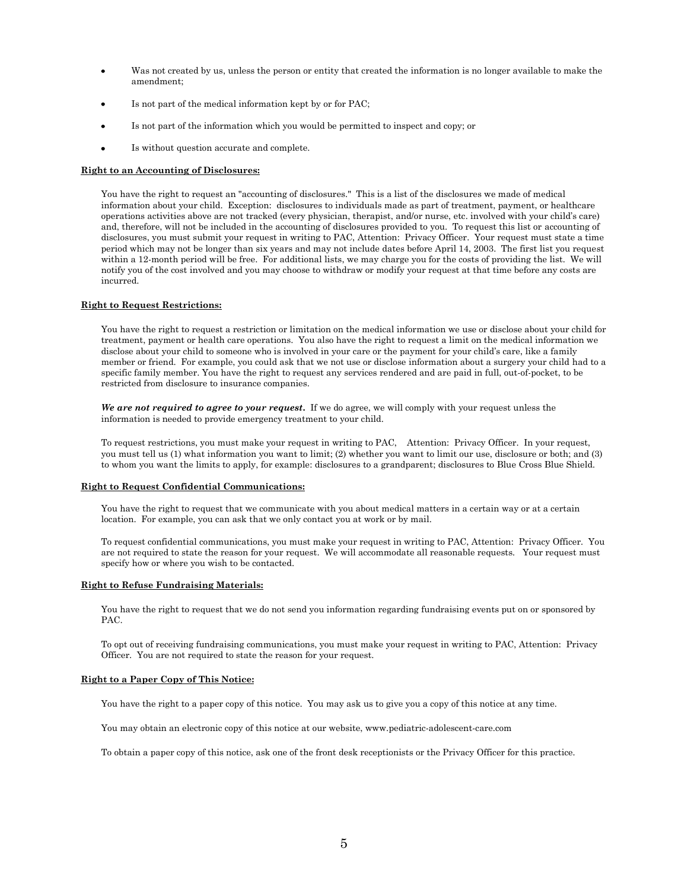- Was not created by us, unless the person or entity that created the information is no longer available to make the amendment;
- Is not part of the medical information kept by or for PAC;
- Is not part of the information which you would be permitted to inspect and copy; or
- Is without question accurate and complete.

**Right to an Accounting of Disclosures:**

You have the right to request an "accounting of disclosures." This is a list of the disclosures we made of medical information about your child. Exception: disclosures to individuals made as part of treatment, payment, or healthcare operations activities above are not tracked (every physician, therapist, and/or nurse, etc. involved with your child's care) and, therefore, will not be included in the accounting of disclosures provided to you. To request this list or accounting of disclosures, you must submit your request in writing to PAC, Attention: Privacy Officer. Your request must state a time period which may not be longer than six years and may not include dates before April 14, 2003. The first list you request within a 12-month period will be free. For additional lists, we may charge you for the costs of providing the list. We will notify you of the cost involved and you may choose to withdraw or modify your request at that time before any costs are incurred.

**Right to Request Restrictions:**

You have the right to request a restriction or limitation on the medical information we use or disclose about your child for treatment, payment or health care operations. You also have the right to request a limit on the medical information we disclose about your child to someone who is involved in your care or the payment for your child's care, like a family member or friend. For example, you could ask that we not use or disclose information about a surgery your child had to a specific family member. You have the right to request any services rendered and are paid in full, out-of-pocket, to be restricted from disclosure to insurance companies.

***We are not required to agree to your request.*** If we do agree, we will comply with your request unless the information is needed to provide emergency treatment to your child.

To request restrictions, you must make your request in writing to PAC, Attention: Privacy Officer. In your request, you must tell us (1) what information you want to limit; (2) whether you want to limit our use, disclosure or both; and (3) to whom you want the limits to apply, for example: disclosures to a grandparent; disclosures to Blue Cross Blue Shield.

**Right to Request Confidential Communications:**

You have the right to request that we communicate with you about medical matters in a certain way or at a certain location. For example, you can ask that we only contact you at work or by mail.

To request confidential communications, you must make your request in writing to PAC, Attention: Privacy Officer. You are not required to state the reason for your request. We will accommodate all reasonable requests. Your request must specify how or where you wish to be contacted.

**Right to Refuse Fundraising Materials:**

You have the right to request that we do not send you information regarding fundraising events put on or sponsored by PAC.

To opt out of receiving fundraising communications, you must make your request in writing to PAC, Attention: Privacy Officer. You are not required to state the reason for your request.

**Right to a Paper Copy of This Notice:**

You have the right to a paper copy of this notice. You may ask us to give you a copy of this notice at any time.

You may obtain an electronic copy of this notice at our website, www.pediatric-adolescent-care.com

To obtain a paper copy of this notice, ask one of the front desk receptionists or the Privacy Officer for this practice.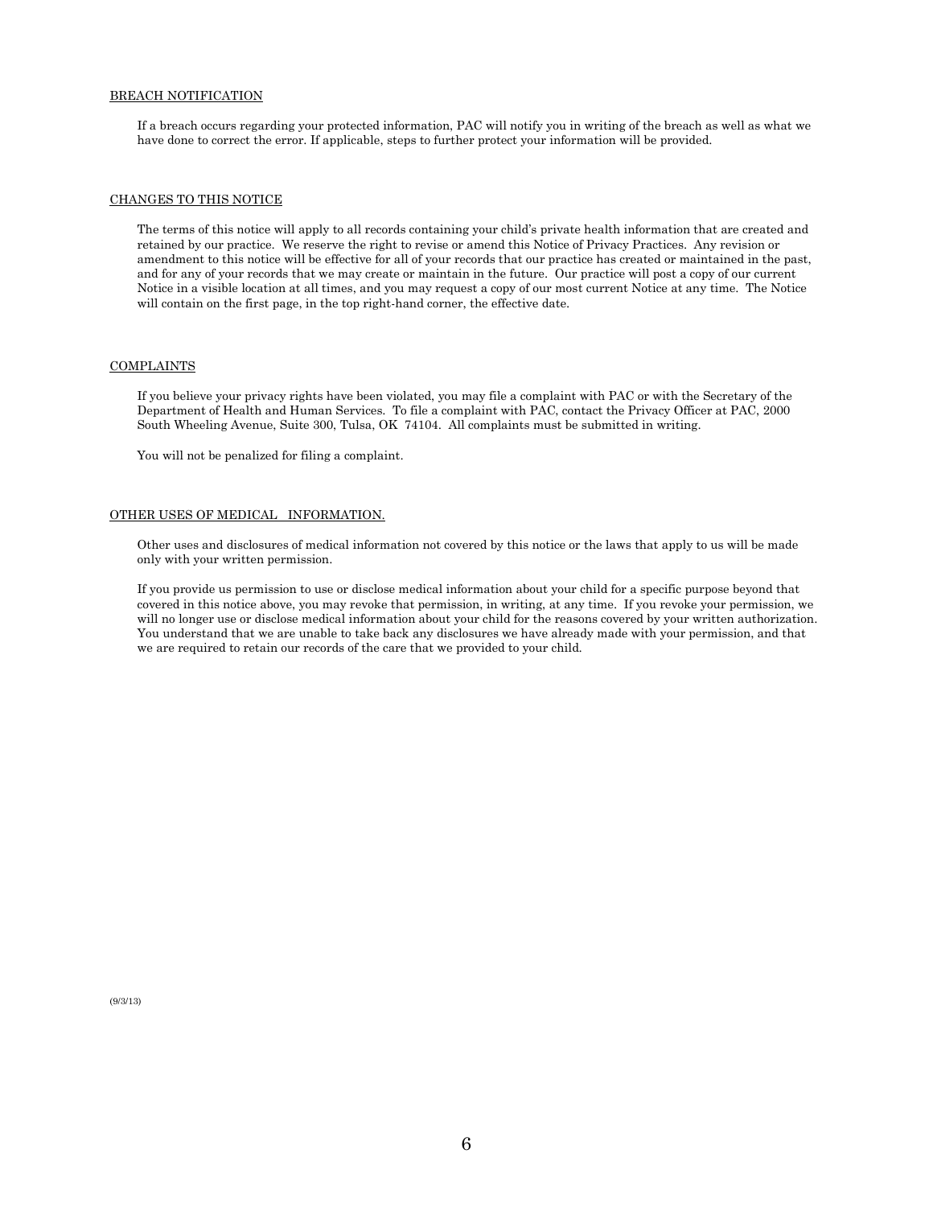<u>BREACH NOTIFICATION</u>

If a breach occurs regarding your protected information, PAC will notify you in writing of the breach as well as what we have done to correct the error. If applicable, steps to further protect your information will be provided.

<u>CHANGES TO THIS NOTICE</u>

The terms of this notice will apply to all records containing your child's private health information that are created and retained by our practice. We reserve the right to revise or amend this Notice of Privacy Practices. Any revision or amendment to this notice will be effective for all of your records that our practice has created or maintained in the past, and for any of your records that we may create or maintain in the future. Our practice will post a copy of our current Notice in a visible location at all times, and you may request a copy of our most current Notice at any time. The Notice will contain on the first page, in the top right-hand corner, the effective date.

<u>COMPLAINTS</u>

If you believe your privacy rights have been violated, you may file a complaint with PAC or with the Secretary of the Department of Health and Human Services. To file a complaint with PAC, contact the Privacy Officer at PAC, 2000 South Wheeling Avenue, Suite 300, Tulsa, OK 74104. All complaints must be submitted in writing.

You will not be penalized for filing a complaint.

<u>OTHER USES OF MEDICAL INFORMATION.</u>

Other uses and disclosures of medical information not covered by this notice or the laws that apply to us will be made only with your written permission.

If you provide us permission to use or disclose medical information about your child for a specific purpose beyond that covered in this notice above, you may revoke that permission, in writing, at any time. If you revoke your permission, we will no longer use or disclose medical information about your child for the reasons covered by your written authorization. You understand that we are unable to take back any disclosures we have already made with your permission, and that we are required to retain our records of the care that we provided to your child.

(9/3/13)